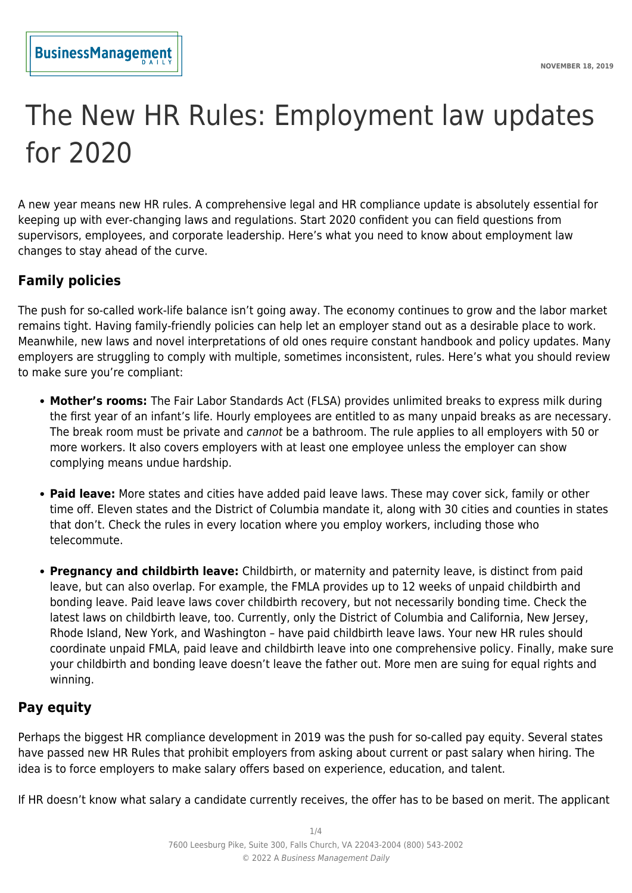# The New HR Rules: Employment law updates for 2020

A new year means new HR rules. A comprehensive legal and HR compliance update is absolutely essential for keeping up with ever-changing laws and regulations. Start 2020 confident you can field questions from supervisors, employees, and corporate leadership. Here's what you need to know about employment law changes to stay ahead of the curve.

## Family policies

The push for so-called work-life balance isn't going away. The economy continues to grow and the labor market remains tight. Having family-friendly policies can help let an employer stand out as a desirable place to work. Meanwhile, new laws and novel interpretations of old ones require constant handbook and policy updates. Many employers are struggling to comply with multiple, sometimes inconsistent, rules. Here's what you should review to make sure you're compliant:

- **Mother's rooms:** The Fair Labor Standards Act (FLSA) provides unlimited breaks to express milk during the first year of an infant's life. Hourly employees are entitled to as many unpaid breaks as are necessary. The break room must be private and *cannot* be a bathroom. The rule applies to all employers with 50 or more workers. It also covers employers with at least one employee unless the employer can show complying means undue hardship.

- **Paid leave:** More states and cities have added paid leave laws. These may cover sick, family or other time off. Eleven states and the District of Columbia mandate it, along with 30 cities and counties in states that don't. Check the rules in every location where you employ workers, including those who telecommute.

- **Pregnancy and childbirth leave:** Childbirth, or maternity and paternity leave, is distinct from paid leave, but can also overlap. For example, the FMLA provides up to 12 weeks of unpaid childbirth and bonding leave. Paid leave laws cover childbirth recovery, but not necessarily bonding time. Check the latest laws on childbirth leave, too. Currently, only the District of Columbia and California, New Jersey, Rhode Island, New York, and Washington – have paid childbirth leave laws. Your new HR rules should coordinate unpaid FMLA, paid leave and childbirth leave into one comprehensive policy. Finally, make sure your childbirth and bonding leave doesn't leave the father out. More men are suing for equal rights and winning.

## Pay equity

Perhaps the biggest HR compliance development in 2019 was the push for so-called pay equity. Several states have passed new HR Rules that prohibit employers from asking about current or past salary when hiring. The idea is to force employers to make salary offers based on experience, education, and talent.

If HR doesn't know what salary a candidate currently receives, the offer has to be based on merit. The applicant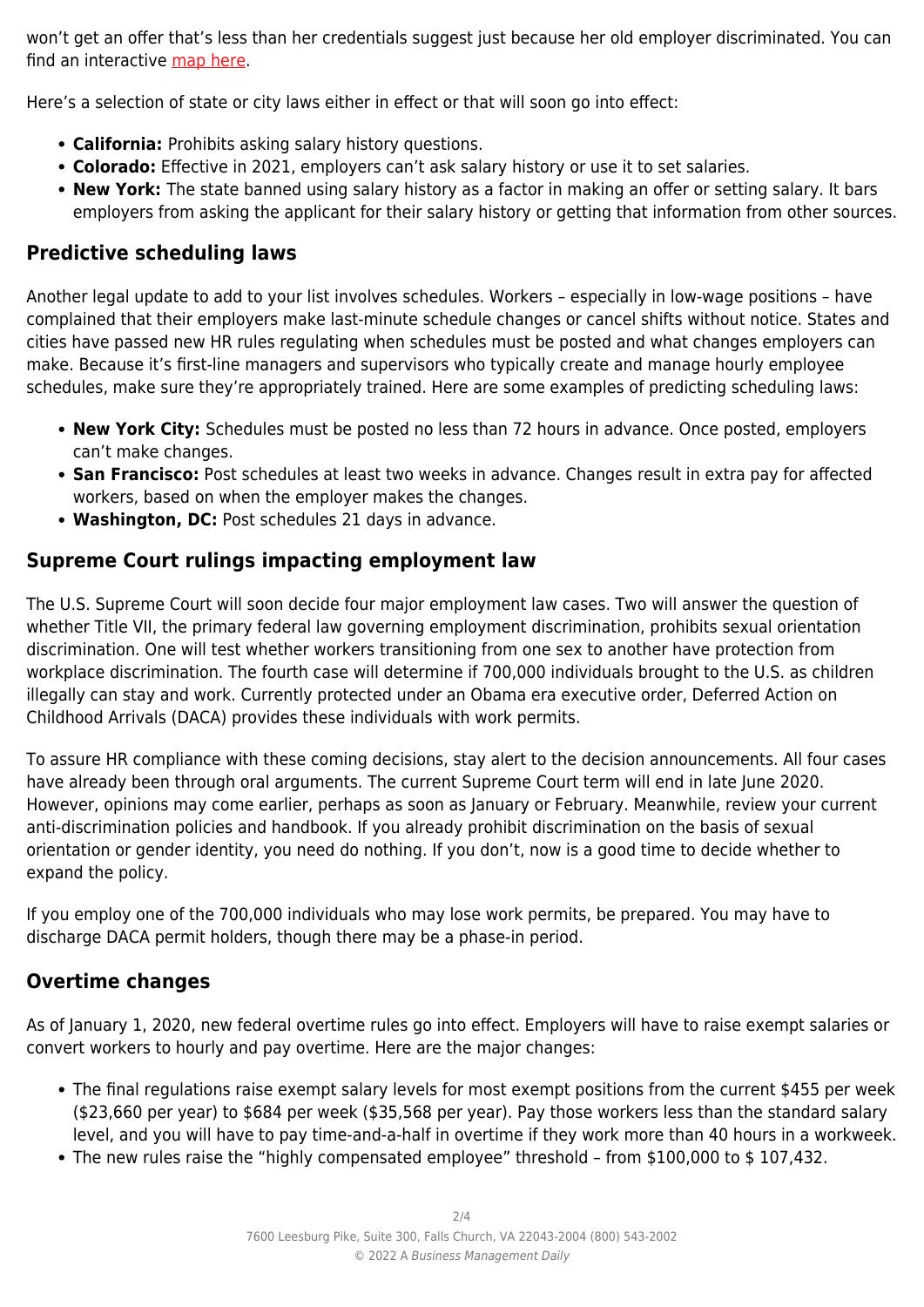won't get an offer that's less than her credentials suggest just because her old employer discriminated. You can find an interactive [map here](#).

Here's a selection of state or city laws either in effect or that will soon go into effect:

- **California:** Prohibits asking salary history questions.
- **Colorado:** Effective in 2021, employers can't ask salary history or use it to set salaries.
- **New York:** The state banned using salary history as a factor in making an offer or setting salary. It bars employers from asking the applicant for their salary history or getting that information from other sources.

## Predictive scheduling laws

Another legal update to add to your list involves schedules. Workers – especially in low-wage positions – have complained that their employers make last-minute schedule changes or cancel shifts without notice. States and cities have passed new HR rules regulating when schedules must be posted and what changes employers can make. Because it's first-line managers and supervisors who typically create and manage hourly employee schedules, make sure they're appropriately trained. Here are some examples of predicting scheduling laws:

- **New York City:** Schedules must be posted no less than 72 hours in advance. Once posted, employers can't make changes.
- **San Francisco:** Post schedules at least two weeks in advance. Changes result in extra pay for affected workers, based on when the employer makes the changes.
- **Washington, DC:** Post schedules 21 days in advance.

## Supreme Court rulings impacting employment law

The U.S. Supreme Court will soon decide four major employment law cases. Two will answer the question of whether Title VII, the primary federal law governing employment discrimination, prohibits sexual orientation discrimination. One will test whether workers transitioning from one sex to another have protection from workplace discrimination. The fourth case will determine if 700,000 individuals brought to the U.S. as children illegally can stay and work. Currently protected under an Obama era executive order, Deferred Action on Childhood Arrivals (DACA) provides these individuals with work permits.

To assure HR compliance with these coming decisions, stay alert to the decision announcements. All four cases have already been through oral arguments. The current Supreme Court term will end in late June 2020. However, opinions may come earlier, perhaps as soon as January or February. Meanwhile, review your current anti-discrimination policies and handbook. If you already prohibit discrimination on the basis of sexual orientation or gender identity, you need do nothing. If you don't, now is a good time to decide whether to expand the policy.

If you employ one of the 700,000 individuals who may lose work permits, be prepared. You may have to discharge DACA permit holders, though there may be a phase-in period.

## Overtime changes

As of January 1, 2020, new federal overtime rules go into effect. Employers will have to raise exempt salaries or convert workers to hourly and pay overtime. Here are the major changes:

- The final regulations raise exempt salary levels for most exempt positions from the current $455 per week ($23,660 per year) to $684 per week ($35,568 per year). Pay those workers less than the standard salary level, and you will have to pay time-and-a-half in overtime if they work more than 40 hours in a workweek.
- The new rules raise the "highly compensated employee" threshold – from $100,000 to $ 107,432.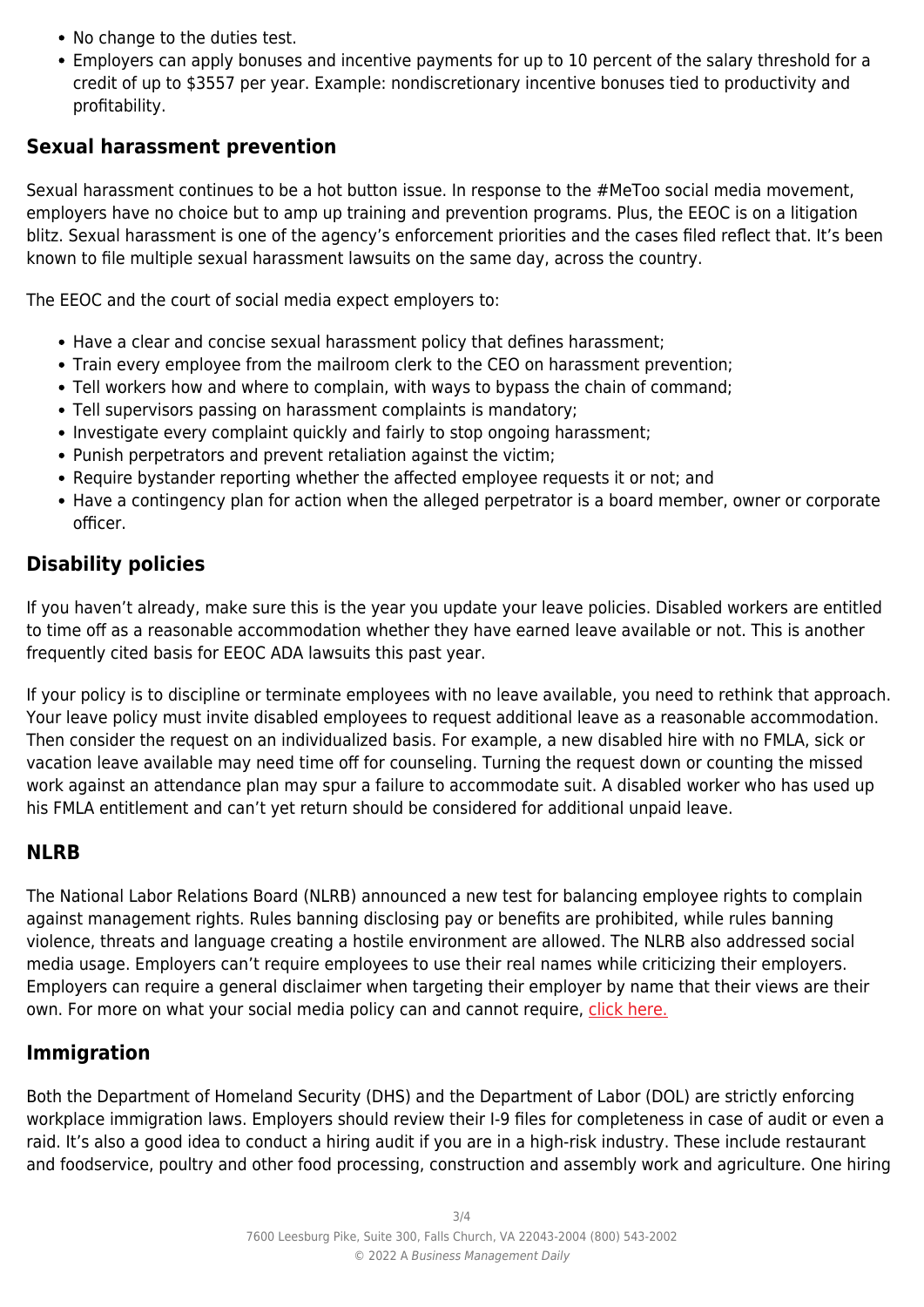- No change to the duties test.
- Employers can apply bonuses and incentive payments for up to 10 percent of the salary threshold for a credit of up to $3557 per year. Example: nondiscretionary incentive bonuses tied to productivity and profitability.

## Sexual harassment prevention

Sexual harassment continues to be a hot button issue. In response to the #MeToo social media movement, employers have no choice but to amp up training and prevention programs. Plus, the EEOC is on a litigation blitz. Sexual harassment is one of the agency's enforcement priorities and the cases filed reflect that. It's been known to file multiple sexual harassment lawsuits on the same day, across the country.

The EEOC and the court of social media expect employers to:

- Have a clear and concise sexual harassment policy that defines harassment;
- Train every employee from the mailroom clerk to the CEO on harassment prevention;
- Tell workers how and where to complain, with ways to bypass the chain of command;
- Tell supervisors passing on harassment complaints is mandatory;
- Investigate every complaint quickly and fairly to stop ongoing harassment;
- Punish perpetrators and prevent retaliation against the victim;
- Require bystander reporting whether the affected employee requests it or not; and
- Have a contingency plan for action when the alleged perpetrator is a board member, owner or corporate officer.

## Disability policies

If you haven't already, make sure this is the year you update your leave policies. Disabled workers are entitled to time off as a reasonable accommodation whether they have earned leave available or not. This is another frequently cited basis for EEOC ADA lawsuits this past year.

If your policy is to discipline or terminate employees with no leave available, you need to rethink that approach. Your leave policy must invite disabled employees to request additional leave as a reasonable accommodation. Then consider the request on an individualized basis. For example, a new disabled hire with no FMLA, sick or vacation leave available may need time off for counseling. Turning the request down or counting the missed work against an attendance plan may spur a failure to accommodate suit. A disabled worker who has used up his FMLA entitlement and can't yet return should be considered for additional unpaid leave.

## NLRB

The National Labor Relations Board (NLRB) announced a new test for balancing employee rights to complain against management rights. Rules banning disclosing pay or benefits are prohibited, while rules banning violence, threats and language creating a hostile environment are allowed. The NLRB also addressed social media usage. Employers can't require employees to use their real names while criticizing their employers. Employers can require a general disclaimer when targeting their employer by name that their views are their own. For more on what your social media policy can and cannot require, click here.

## Immigration

Both the Department of Homeland Security (DHS) and the Department of Labor (DOL) are strictly enforcing workplace immigration laws. Employers should review their I-9 files for completeness in case of audit or even a raid. It's also a good idea to conduct a hiring audit if you are in a high-risk industry. These include restaurant and foodservice, poultry and other food processing, construction and assembly work and agriculture. One hiring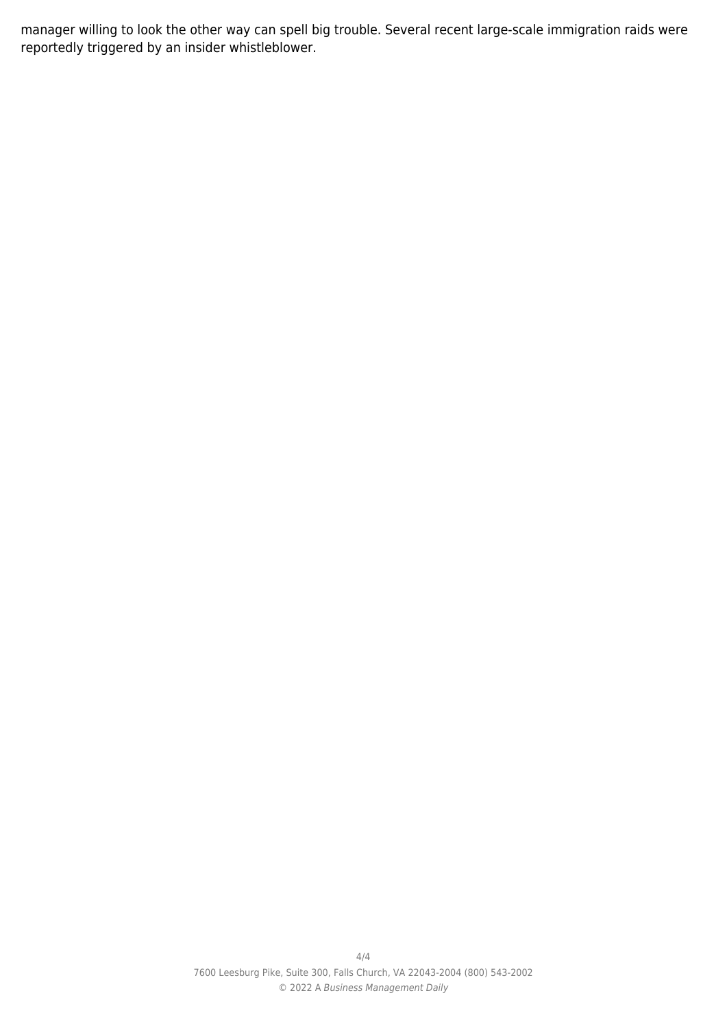manager willing to look the other way can spell big trouble. Several recent large-scale immigration raids were reportedly triggered by an insider whistleblower.